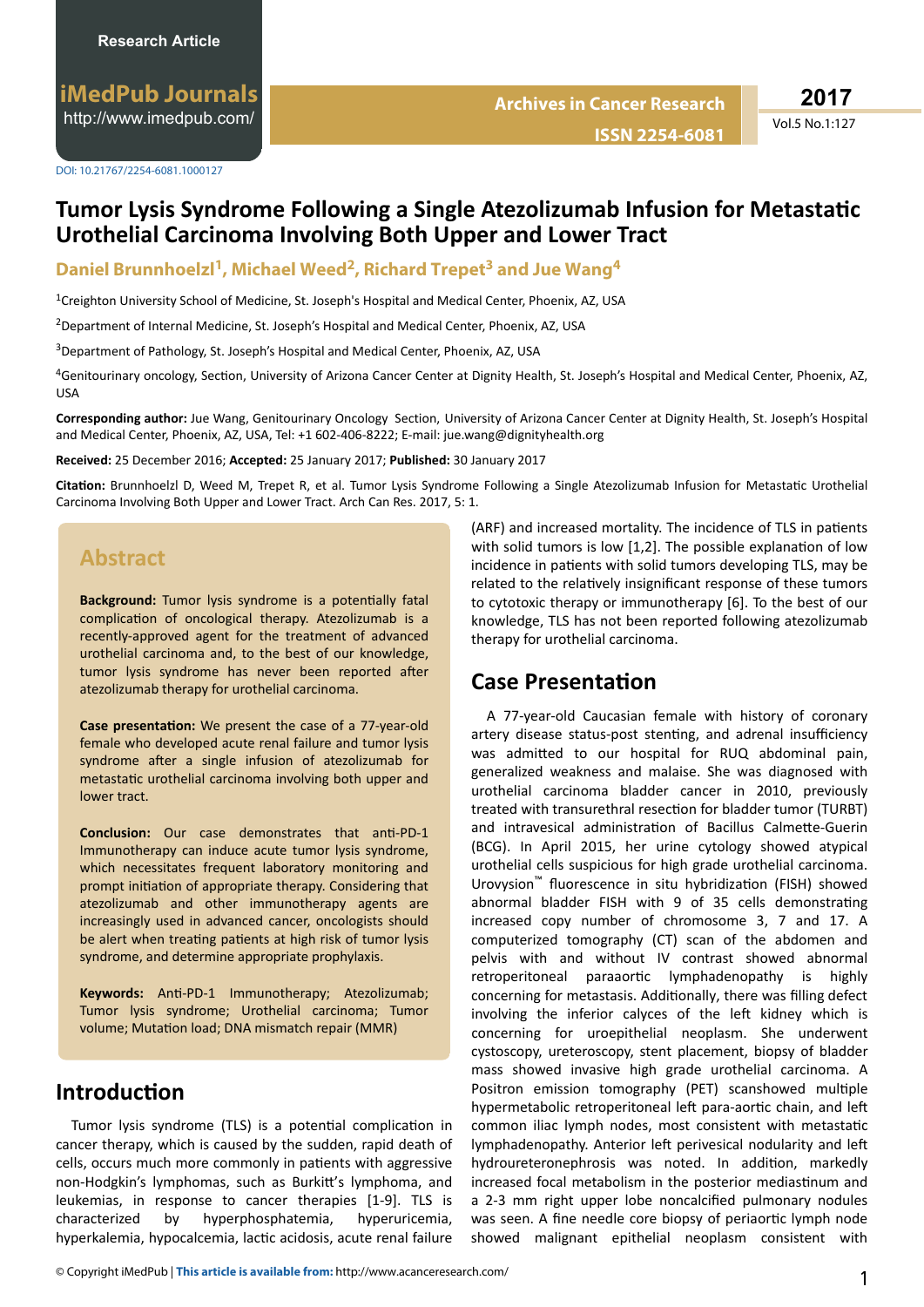Research Article

# Tumor Lysis Syndrome Following a Single Atezolizumab Infusion for Metastatic Urothelial Carcinoma Involving Both Upper and Lower Tract

**Daniel Brunnhoelzl[1], Michael Weed[2], Richard Trepet[3] and Jue Wang[4]**

[1]Creighton University School of Medicine, St. Joseph's Hospital and Medical Center, Phoenix, AZ, USA

[2]Department of Internal Medicine, St. Joseph's Hospital and Medical Center, Phoenix, AZ, USA

[3]Department of Pathology, St. Joseph's Hospital and Medical Center, Phoenix, AZ, USA

[4]Genitourinary oncology, Section, University of Arizona Cancer Center at Dignity Health, St. Joseph's Hospital and Medical Center, Phoenix, AZ, USA

**Corresponding author:** Jue Wang, Genitourinary Oncology Section, University of Arizona Cancer Center at Dignity Health, St. Joseph's Hospital and Medical Center, Phoenix, AZ, USA, Tel: +1 602-406-8222; E-mail: jue.wang@dignityhealth.org

**Received:** 25 December 2016; **Accepted:** 25 January 2017; **Published:** 30 January 2017

**Citation:** Brunnhoelzl D, Weed M, Trepet R, et al. Tumor Lysis Syndrome Following a Single Atezolizumab Infusion for Metastatic Urothelial Carcinoma Involving Both Upper and Lower Tract. Arch Can Res. 2017, 5: 1.

## Abstract

**Background:** Tumor lysis syndrome is a potentially fatal complication of oncological therapy. Atezolizumab is a recently-approved agent for the treatment of advanced urothelial carcinoma and, to the best of our knowledge, tumor lysis syndrome has never been reported after atezolizumab therapy for urothelial carcinoma.

**Case presentation:** We present the case of a 77-year-old female who developed acute renal failure and tumor lysis syndrome after a single infusion of atezolizumab for metastatic urothelial carcinoma involving both upper and lower tract.

**Conclusion:** Our case demonstrates that anti-PD-1 Immunotherapy can induce acute tumor lysis syndrome, which necessitates frequent laboratory monitoring and prompt initiation of appropriate therapy. Considering that atezolizumab and other immunotherapy agents are increasingly used in advanced cancer, oncologists should be alert when treating patients at high risk of tumor lysis syndrome, and determine appropriate prophylaxis.

**Keywords:** Anti-PD-1 Immunotherapy; Atezolizumab; Tumor lysis syndrome; Urothelial carcinoma; Tumor volume; Mutation load; DNA mismatch repair (MMR)

## Introduction

Tumor lysis syndrome (TLS) is a potential complication in cancer therapy, which is caused by the sudden, rapid death of cells, occurs much more commonly in patients with aggressive non-Hodgkin's lymphomas, such as Burkitt's lymphoma, and leukemias, in response to cancer therapies [1-9]. TLS is characterized by hyperphosphatemia, hyperuricemia, hyperkalemia, hypocalcemia, lactic acidosis, acute renal failure (ARF) and increased mortality. The incidence of TLS in patients with solid tumors is low [1,2]. The possible explanation of low incidence in patients with solid tumors developing TLS, may be related to the relatively insignificant response of these tumors to cytotoxic therapy or immunotherapy [6]. To the best of our knowledge, TLS has not been reported following atezolizumab therapy for urothelial carcinoma.

## Case Presentation

A 77-year-old Caucasian female with history of coronary artery disease status-post stenting, and adrenal insufficiency was admitted to our hospital for RUQ abdominal pain, generalized weakness and malaise. She was diagnosed with urothelial carcinoma bladder cancer in 2010, previously treated with transurethral resection for bladder tumor (TURBT) and intravesical administration of Bacillus Calmette-Guerin (BCG). In April 2015, her urine cytology showed atypical urothelial cells suspicious for high grade urothelial carcinoma. Urovysion™ fluorescence in situ hybridization (FISH) showed abnormal bladder FISH with 9 of 35 cells demonstrating increased copy number of chromosome 3, 7 and 17. A computerized tomography (CT) scan of the abdomen and pelvis with and without IV contrast showed abnormal retroperitoneal paraaortic lymphadenopathy is highly concerning for metastasis. Additionally, there was filling defect involving the inferior calyces of the left kidney which is concerning for uroepithelial neoplasm. She underwent cystoscopy, ureteroscopy, stent placement, biopsy of bladder mass showed invasive high grade urothelial carcinoma. A Positron emission tomography (PET) scanshowed multiple hypermetabolic retroperitoneal left para-aortic chain, and left common iliac lymph nodes, most consistent with metastatic lymphadenopathy. Anterior left perivesical nodularity and left hydroureteronephrosis was noted. In addition, markedly increased focal metabolism in the posterior mediastinum and a 2-3 mm right upper lobe noncalcified pulmonary nodules was seen. A fine needle core biopsy of periaortic lymph node showed malignant epithelial neoplasm consistent with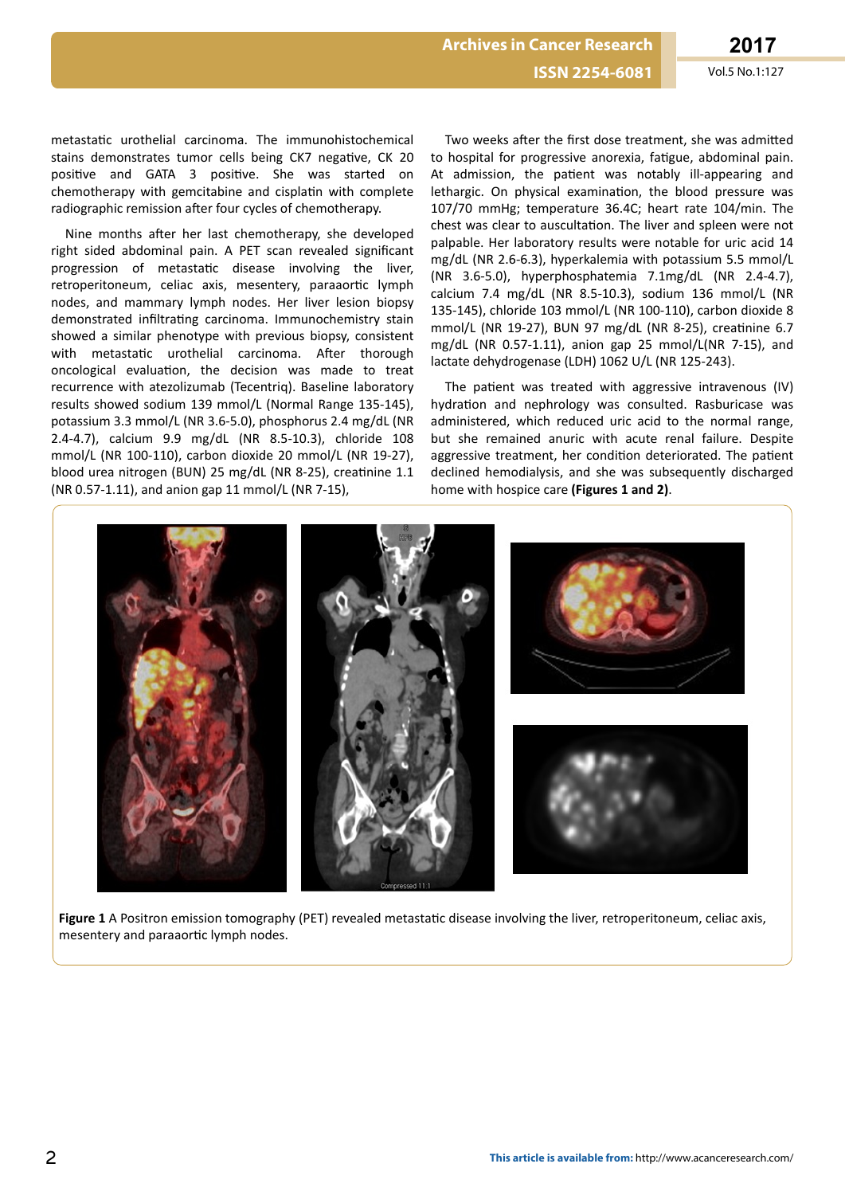metastatic urothelial carcinoma. The immunohistochemical stains demonstrates tumor cells being CK7 negative, CK 20 positive and GATA 3 positive. She was started on chemotherapy with gemcitabine and cisplatin with complete radiographic remission after four cycles of chemotherapy.

Nine months after her last chemotherapy, she developed right sided abdominal pain. A PET scan revealed significant progression of metastatic disease involving the liver, retroperitoneum, celiac axis, mesentery, paraaortic lymph nodes, and mammary lymph nodes. Her liver lesion biopsy demonstrated infiltrating carcinoma. Immunochemistry stain showed a similar phenotype with previous biopsy, consistent with metastatic urothelial carcinoma. After thorough oncological evaluation, the decision was made to treat recurrence with atezolizumab (Tecentriq). Baseline laboratory results showed sodium 139 mmol/L (Normal Range 135-145), potassium 3.3 mmol/L (NR 3.6-5.0), phosphorus 2.4 mg/dL (NR 2.4-4.7), calcium 9.9 mg/dL (NR 8.5-10.3), chloride 108 mmol/L (NR 100-110), carbon dioxide 20 mmol/L (NR 19-27), blood urea nitrogen (BUN) 25 mg/dL (NR 8-25), creatinine 1.1 (NR 0.57-1.11), and anion gap 11 mmol/L (NR 7-15),

Two weeks after the first dose treatment, she was admitted to hospital for progressive anorexia, fatigue, abdominal pain. At admission, the patient was notably ill-appearing and lethargic. On physical examination, the blood pressure was 107/70 mmHg; temperature 36.4C; heart rate 104/min. The chest was clear to auscultation. The liver and spleen were not palpable. Her laboratory results were notable for uric acid 14 mg/dL (NR 2.6-6.3), hyperkalemia with potassium 5.5 mmol/L (NR 3.6-5.0), hyperphosphatemia 7.1mg/dL (NR 2.4-4.7), calcium 7.4 mg/dL (NR 8.5-10.3), sodium 136 mmol/L (NR 135-145), chloride 103 mmol/L (NR 100-110), carbon dioxide 8 mmol/L (NR 19-27), BUN 97 mg/dL (NR 8-25), creatinine 6.7 mg/dL (NR 0.57-1.11), anion gap 25 mmol/L(NR 7-15), and lactate dehydrogenase (LDH) 1062 U/L (NR 125-243).

The patient was treated with aggressive intravenous (IV) hydration and nephrology was consulted. Rasburicase was administered, which reduced uric acid to the normal range, but she remained anuric with acute renal failure. Despite aggressive treatment, her condition deteriorated. The patient declined hemodialysis, and she was subsequently discharged home with hospice care **(Figures 1 and 2)**.

**Figure 1** A Positron emission tomography (PET) revealed metastatic disease involving the liver, retroperitoneum, celiac axis, mesentery and paraaortic lymph nodes.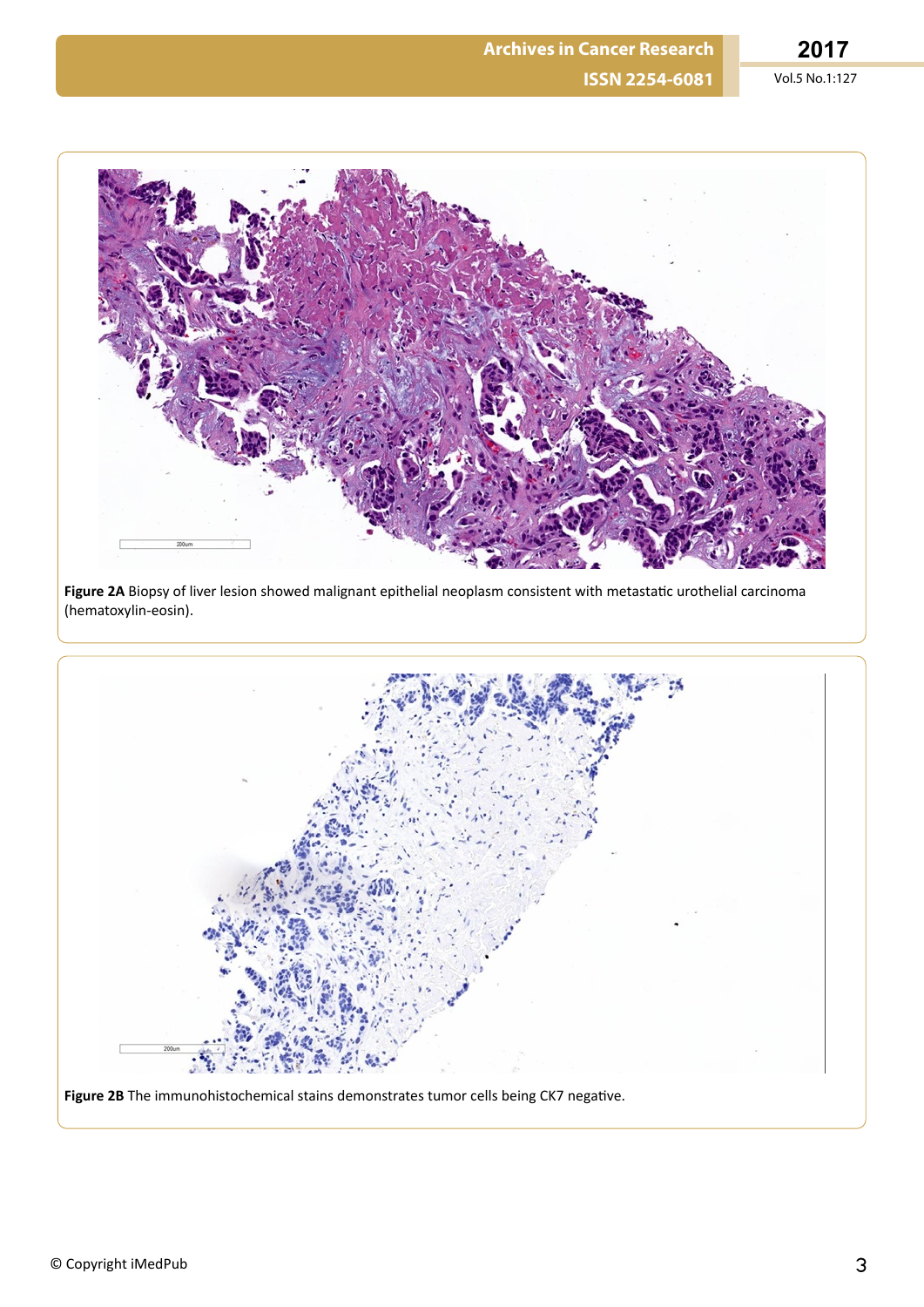**Figure 2A** Biopsy of liver lesion showed malignant epithelial neoplasm consistent with metastatic urothelial carcinoma (hematoxylin-eosin).

**Figure 2B** The immunohistochemical stains demonstrates tumor cells being CK7 negative.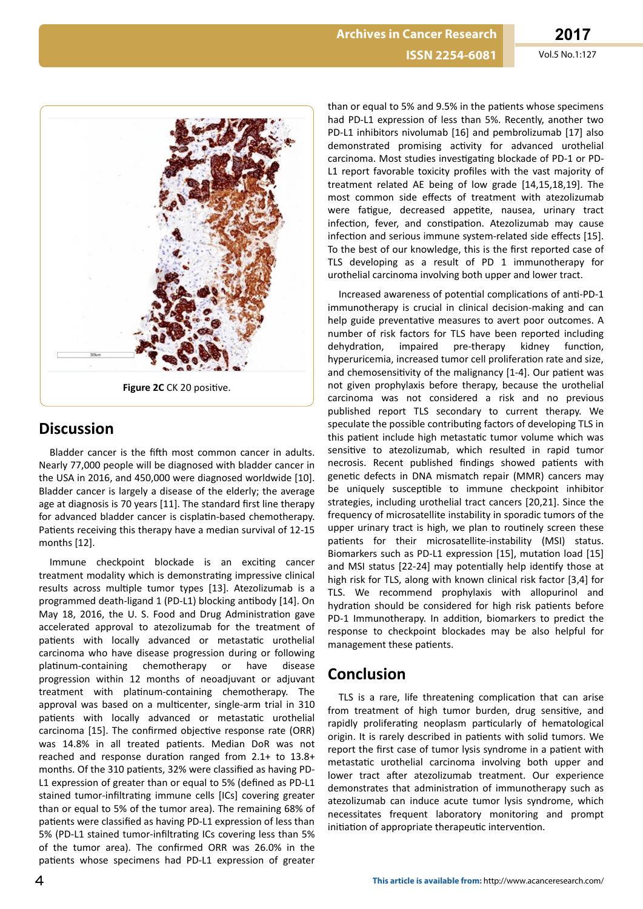Figure 2C CK 20 positive.

## Discussion

Bladder cancer is the fifth most common cancer in adults. Nearly 77,000 people will be diagnosed with bladder cancer in the USA in 2016, and 450,000 were diagnosed worldwide [10]. Bladder cancer is largely a disease of the elderly; the average age at diagnosis is 70 years [11]. The standard first line therapy for advanced bladder cancer is cisplatin-based chemotherapy. Patients receiving this therapy have a median survival of 12-15 months [12].

Immune checkpoint blockade is an exciting cancer treatment modality which is demonstrating impressive clinical results across multiple tumor types [13]. Atezolizumab is a programmed death-ligand 1 (PD-L1) blocking antibody [14]. On May 18, 2016, the U. S. Food and Drug Administration gave accelerated approval to atezolizumab for the treatment of patients with locally advanced or metastatic urothelial carcinoma who have disease progression during or following platinum-containing chemotherapy or have disease progression within 12 months of neoadjuvant or adjuvant treatment with platinum-containing chemotherapy. The approval was based on a multicenter, single-arm trial in 310 patients with locally advanced or metastatic urothelial carcinoma [15]. The confirmed objective response rate (ORR) was 14.8% in all treated patients. Median DoR was not reached and response duration ranged from 2.1+ to 13.8+ months. Of the 310 patients, 32% were classified as having PD-L1 expression of greater than or equal to 5% (defined as PD-L1 stained tumor-infiltrating immune cells [ICs] covering greater than or equal to 5% of the tumor area). The remaining 68% of patients were classified as having PD-L1 expression of less than 5% (PD-L1 stained tumor-infiltrating ICs covering less than 5% of the tumor area). The confirmed ORR was 26.0% in the patients whose specimens had PD-L1 expression of greater than or equal to 5% and 9.5% in the patients whose specimens had PD-L1 expression of less than 5%. Recently, another two PD-L1 inhibitors nivolumab [16] and pembrolizumab [17] also demonstrated promising activity for advanced urothelial carcinoma. Most studies investigating blockade of PD-1 or PD-L1 report favorable toxicity profiles with the vast majority of treatment related AE being of low grade [14,15,18,19]. The most common side effects of treatment with atezolizumab were fatigue, decreased appetite, nausea, urinary tract infection, fever, and constipation. Atezolizumab may cause infection and serious immune system-related side effects [15]. To the best of our knowledge, this is the first reported case of TLS developing as a result of PD 1 immunotherapy for urothelial carcinoma involving both upper and lower tract.

Increased awareness of potential complications of anti-PD-1 immunotherapy is crucial in clinical decision-making and can help guide preventative measures to avert poor outcomes. A number of risk factors for TLS have been reported including dehydration, impaired pre-therapy kidney function, hyperuricemia, increased tumor cell proliferation rate and size, and chemosensitivity of the malignancy [1-4]. Our patient was not given prophylaxis before therapy, because the urothelial carcinoma was not considered a risk and no previous published report TLS secondary to current therapy. We speculate the possible contributing factors of developing TLS in this patient include high metastatic tumor volume which was sensitive to atezolizumab, which resulted in rapid tumor necrosis. Recent published findings showed patients with genetic defects in DNA mismatch repair (MMR) cancers may be uniquely susceptible to immune checkpoint inhibitor strategies, including urothelial tract cancers [20,21]. Since the frequency of microsatellite instability in sporadic tumors of the upper urinary tract is high, we plan to routinely screen these patients for their microsatellite-instability (MSI) status. Biomarkers such as PD-L1 expression [15], mutation load [15] and MSI status [22-24] may potentially help identify those at high risk for TLS, along with known clinical risk factor [3,4] for TLS. We recommend prophylaxis with allopurinol and hydration should be considered for high risk patients before PD-1 Immunotherapy. In addition, biomarkers to predict the response to checkpoint blockades may be also helpful for management these patients.

## Conclusion

TLS is a rare, life threatening complication that can arise from treatment of high tumor burden, drug sensitive, and rapidly proliferating neoplasm particularly of hematological origin. It is rarely described in patients with solid tumors. We report the first case of tumor lysis syndrome in a patient with metastatic urothelial carcinoma involving both upper and lower tract after atezolizumab treatment. Our experience demonstrates that administration of immunotherapy such as atezolizumab can induce acute tumor lysis syndrome, which necessitates frequent laboratory monitoring and prompt initiation of appropriate therapeutic intervention.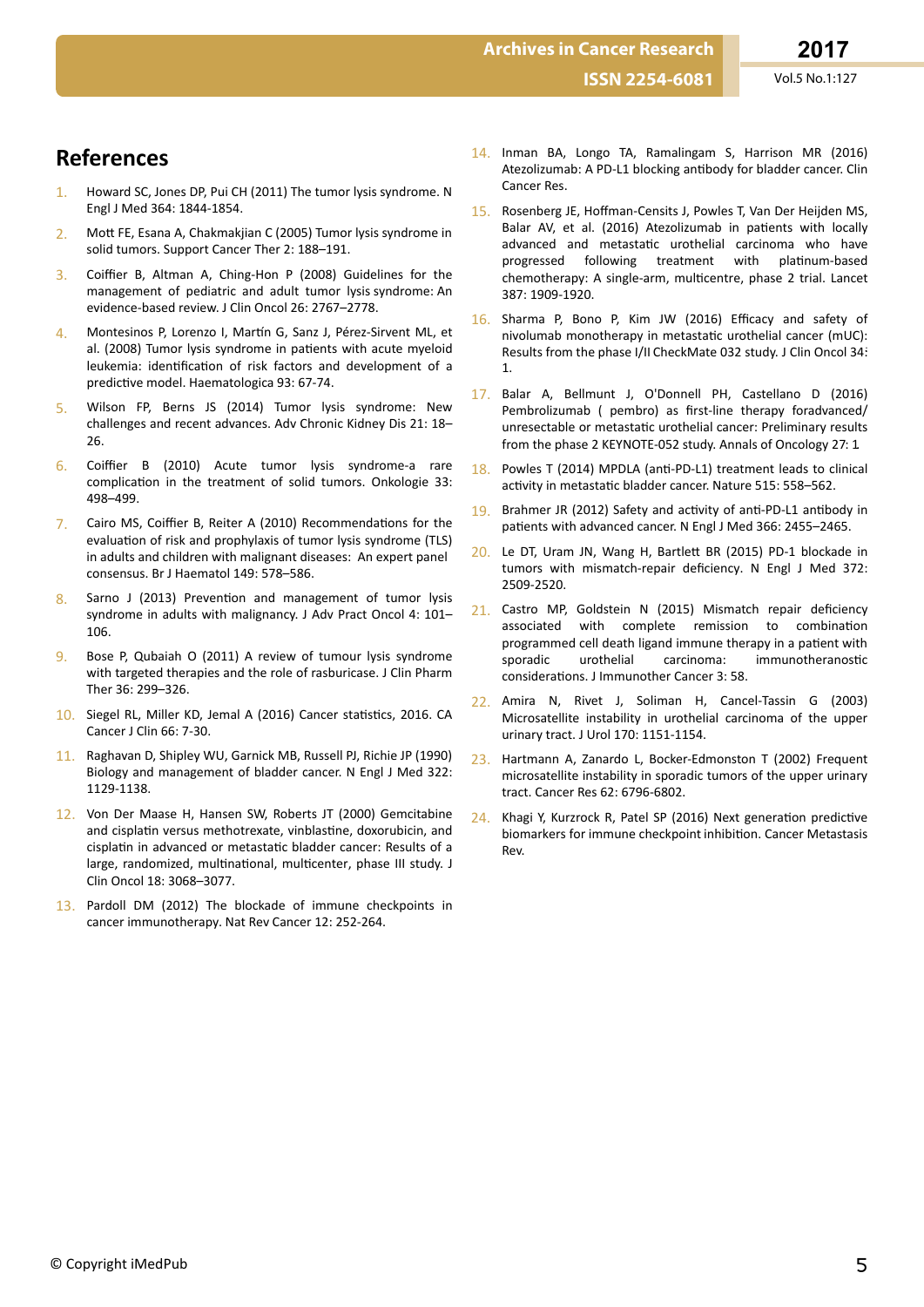## References

1. Howard SC, Jones DP, Pui CH (2011) The tumor lysis syndrome. N Engl J Med 364: 1844-1854.
2. Mott FE, Esana A, Chakmakjian C (2005) Tumor lysis syndrome in solid tumors. Support Cancer Ther 2: 188–191.
3. Coiffier B, Altman A, Ching-Hon P (2008) Guidelines for the management of pediatric and adult tumor lysis syndrome: An evidence-based review. J Clin Oncol 26: 2767–2778.
4. Montesinos P, Lorenzo I, Martín G, Sanz J, Pérez-Sirvent ML, et al. (2008) Tumor lysis syndrome in patients with acute myeloid leukemia: identification of risk factors and development of a predictive model. Haematologica 93: 67-74.
5. Wilson FP, Berns JS (2014) Tumor lysis syndrome: New challenges and recent advances. Adv Chronic Kidney Dis 21: 18–26.
6. Coiffier B (2010) Acute tumor lysis syndrome-a rare complication in the treatment of solid tumors. Onkologie 33: 498–499.
7. Cairo MS, Coiffier B, Reiter A (2010) Recommendations for the evaluation of risk and prophylaxis of tumor lysis syndrome (TLS) in adults and children with malignant diseases: An expert panel consensus. Br J Haematol 149: 578–586.
8. Sarno J (2013) Prevention and management of tumor lysis syndrome in adults with malignancy. J Adv Pract Oncol 4: 101–106.
9. Bose P, Qubaiah O (2011) A review of tumour lysis syndrome with targeted therapies and the role of rasburicase. J Clin Pharm Ther 36: 299–326.
10. Siegel RL, Miller KD, Jemal A (2016) Cancer statistics, 2016. CA Cancer J Clin 66: 7-30.
11. Raghavan D, Shipley WU, Garnick MB, Russell PJ, Richie JP (1990) Biology and management of bladder cancer. N Engl J Med 322: 1129-1138.
12. Von Der Maase H, Hansen SW, Roberts JT (2000) Gemcitabine and cisplatin versus methotrexate, vinblastine, doxorubicin, and cisplatin in advanced or metastatic bladder cancer: Results of a large, randomized, multinational, multicenter, phase III study. J Clin Oncol 18: 3068–3077.
13. Pardoll DM (2012) The blockade of immune checkpoints in cancer immunotherapy. Nat Rev Cancer 12: 252-264.
14. Inman BA, Longo TA, Ramalingam S, Harrison MR (2016) Atezolizumab: A PD-L1 blocking antibody for bladder cancer. Clin Cancer Res.
15. Rosenberg JE, Hoffman-Censits J, Powles T, Van Der Heijden MS, Balar AV, et al. (2016) Atezolizumab in patients with locally advanced and metastatic urothelial carcinoma who have progressed following treatment with platinum-based chemotherapy: A single-arm, multicentre, phase 2 trial. Lancet 387: 1909-1920.
16. Sharma P, Bono P, Kim JW (2016) Efficacy and safety of nivolumab monotherapy in metastatic urothelial cancer (mUC): Results from the phase I/II CheckMate 032 study. J Clin Oncol 34: 1.
17. Balar A, Bellmunt J, O'Donnell PH, Castellano D (2016) Pembrolizumab ( pembro) as first-line therapy foradvanced/ unresectable or metastatic urothelial cancer: Preliminary results from the phase 2 KEYNOTE-052 study. Annals of Oncology 27: 1
18. Powles T (2014) MPDLA (anti-PD-L1) treatment leads to clinical activity in metastatic bladder cancer. Nature 515: 558–562.
19. Brahmer JR (2012) Safety and activity of anti-PD-L1 antibody in patients with advanced cancer. N Engl J Med 366: 2455–2465.
20. Le DT, Uram JN, Wang H, Bartlett BR (2015) PD-1 blockade in tumors with mismatch-repair deficiency. N Engl J Med 372: 2509-2520.
21. Castro MP, Goldstein N (2015) Mismatch repair deficiency associated with complete remission to combination programmed cell death ligand immune therapy in a patient with sporadic urothelial carcinoma: immunotheranostic considerations. J Immunother Cancer 3: 58.
22. Amira N, Rivet J, Soliman H, Cancel-Tassin G (2003) Microsatellite instability in urothelial carcinoma of the upper urinary tract. J Urol 170: 1151-1154.
23. Hartmann A, Zanardo L, Bocker-Edmonston T (2002) Frequent microsatellite instability in sporadic tumors of the upper urinary tract. Cancer Res 62: 6796-6802.
24. Khagi Y, Kurzrock R, Patel SP (2016) Next generation predictive biomarkers for immune checkpoint inhibition. Cancer Metastasis Rev.